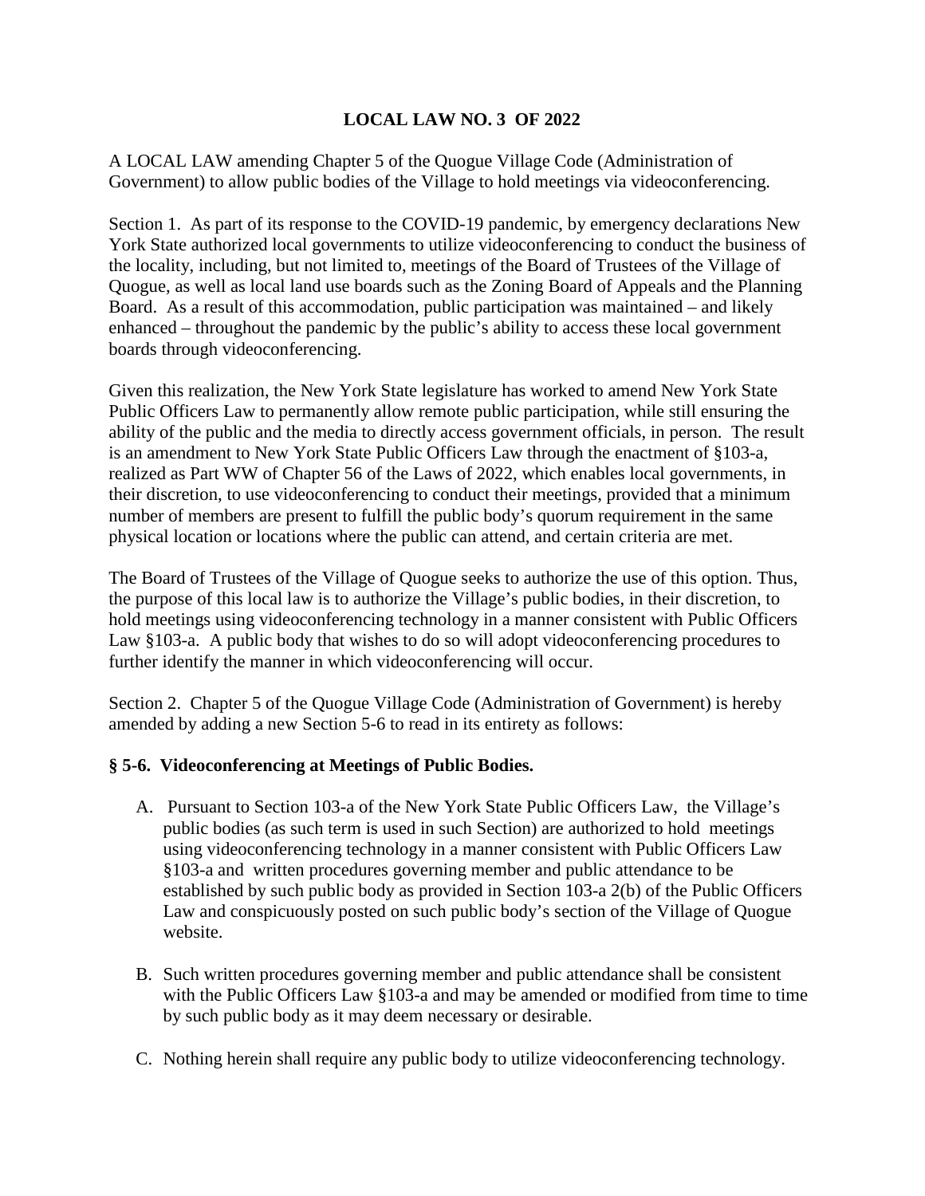# LOCAL LAW NO. 3 OF 2022

A LOCAL LAW amending Chapter 5 of the Quogue Village Code (Administration of Government) to allow public bodies of the Village to hold meetings via videoconferencing.

Section 1. As part of its response to the COVID-19 pandemic, by emergency declarations New York State authorized local governments to utilize videoconferencing to conduct the business of the locality, including, but not limited to, meetings of the Board of Trustees of the Village of Quogue, as well as local land use boards such as the Zoning Board of Appeals and the Planning Board. As a result of this accommodation, public participation was maintained – and likely enhanced – throughout the pandemic by the public's ability to access these local government boards through videoconferencing.

Given this realization, the New York State legislature has worked to amend New York State Public Officers Law to permanently allow remote public participation, while still ensuring the ability of the public and the media to directly access government officials, in person. The result is an amendment to New York State Public Officers Law through the enactment of §103-a, realized as Part WW of Chapter 56 of the Laws of 2022, which enables local governments, in their discretion, to use videoconferencing to conduct their meetings, provided that a minimum number of members are present to fulfill the public body's quorum requirement in the same physical location or locations where the public can attend, and certain criteria are met.

The Board of Trustees of the Village of Quogue seeks to authorize the use of this option. Thus, the purpose of this local law is to authorize the Village's public bodies, in their discretion, to hold meetings using videoconferencing technology in a manner consistent with Public Officers Law §103-a. A public body that wishes to do so will adopt videoconferencing procedures to further identify the manner in which videoconferencing will occur.

Section 2. Chapter 5 of the Quogue Village Code (Administration of Government) is hereby amended by adding a new Section 5-6 to read in its entirety as follows:

**§ 5-6. Videoconferencing at Meetings of Public Bodies.**

A. Pursuant to Section 103-a of the New York State Public Officers Law, the Village's public bodies (as such term is used in such Section) are authorized to hold meetings using videoconferencing technology in a manner consistent with Public Officers Law §103-a and written procedures governing member and public attendance to be established by such public body as provided in Section 103-a 2(b) of the Public Officers Law and conspicuously posted on such public body's section of the Village of Quogue website.

B. Such written procedures governing member and public attendance shall be consistent with the Public Officers Law §103-a and may be amended or modified from time to time by such public body as it may deem necessary or desirable.

C. Nothing herein shall require any public body to utilize videoconferencing technology.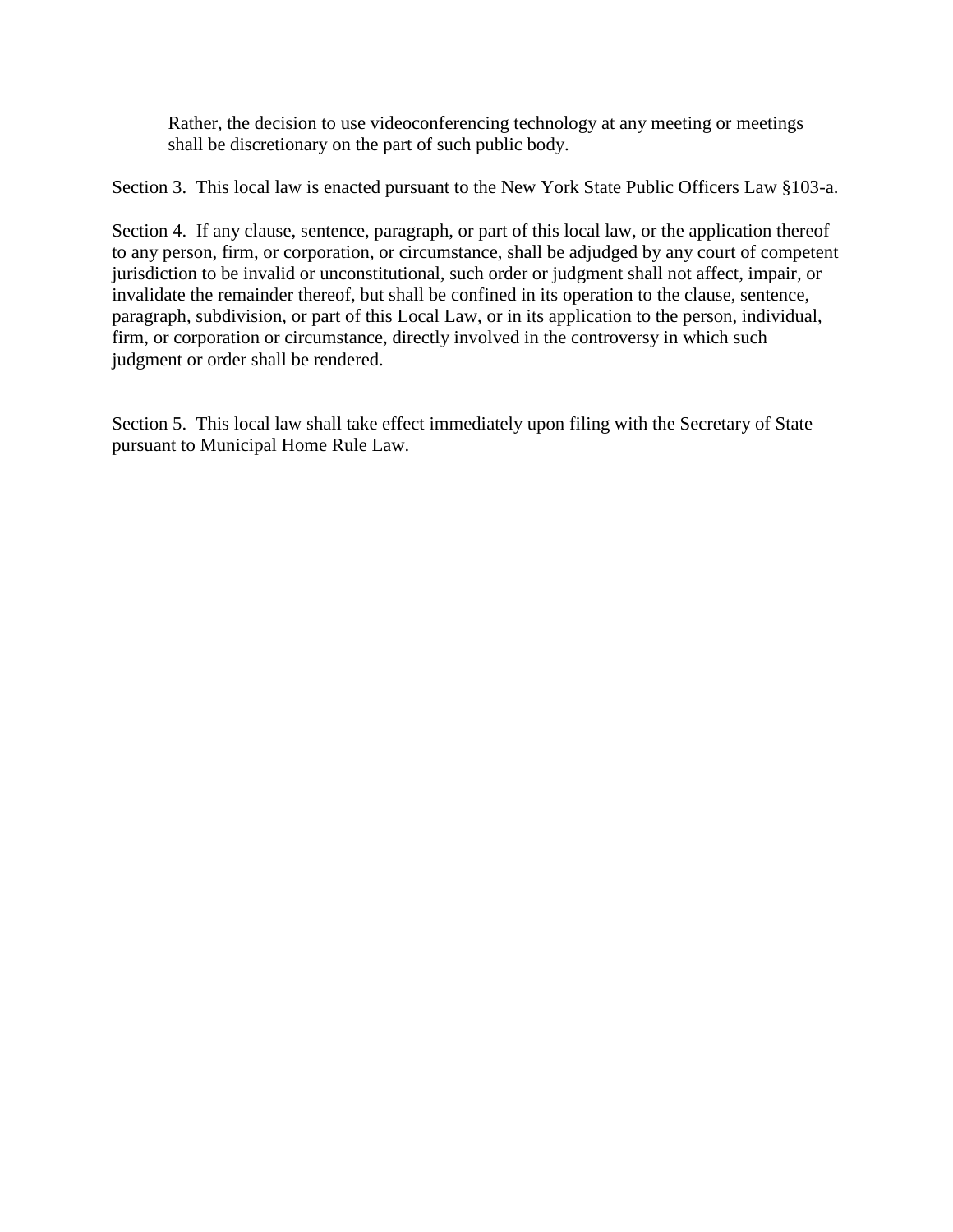Rather, the decision to use videoconferencing technology at any meeting or meetings shall be discretionary on the part of such public body.

Section 3. This local law is enacted pursuant to the New York State Public Officers Law §103-a.

Section 4. If any clause, sentence, paragraph, or part of this local law, or the application thereof to any person, firm, or corporation, or circumstance, shall be adjudged by any court of competent jurisdiction to be invalid or unconstitutional, such order or judgment shall not affect, impair, or invalidate the remainder thereof, but shall be confined in its operation to the clause, sentence, paragraph, subdivision, or part of this Local Law, or in its application to the person, individual, firm, or corporation or circumstance, directly involved in the controversy in which such judgment or order shall be rendered.

Section 5. This local law shall take effect immediately upon filing with the Secretary of State pursuant to Municipal Home Rule Law.